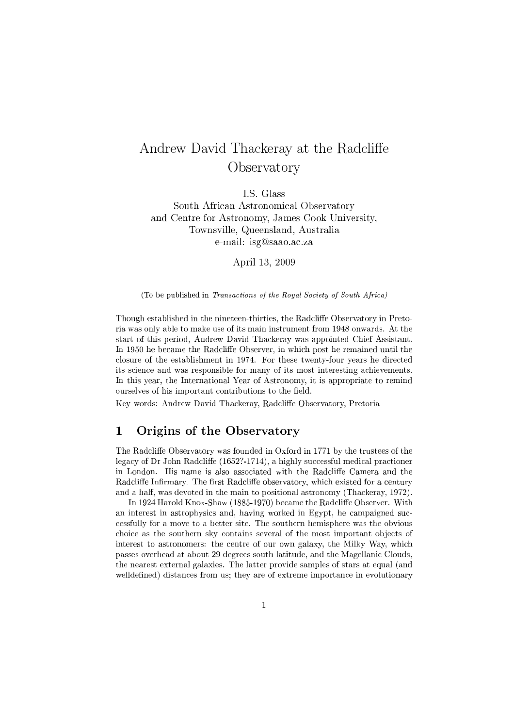# Andrew David Thackeray at the Radcliffe Observatory

I.S. Glass
South African Astronomical Observatory
and Centre for Astronomy, James Cook University,
Townsville, Queensland, Australia
e-mail: isg@saao.ac.za

April 13, 2009

(To be published in *Transactions of the Royal Society of South Africa*)

Though established in the nineteen-thirties, the Radcliffe Observatory in Pretoria was only able to make use of its main instrument from 1948 onwards. At the start of this period, Andrew David Thackeray was appointed Chief Assistant. In 1950 he became the Radcliffe Observer, in which post he remained until the closure of the establishment in 1974. For these twenty-four years he directed its science and was responsible for many of its most interesting achievements. In this year, the International Year of Astronomy, it is appropriate to remind ourselves of his important contributions to the field.

Key words: Andrew David Thackeray, Radcliffe Observatory, Pretoria

## 1 Origins of the Observatory

The Radcliffe Observatory was founded in Oxford in 1771 by the trustees of the legacy of Dr John Radcliffe (1652?-1714), a highly successful medical practioner in London. His name is also associated with the Radcliffe Camera and the Radcliffe Infirmary. The first Radcliffe observatory, which existed for a century and a half, was devoted in the main to positional astronomy (Thackeray, 1972).

In 1924 Harold Knox-Shaw (1885-1970) became the Radcliffe Observer. With an interest in astrophysics and, having worked in Egypt, he campaigned successfully for a move to a better site. The southern hemisphere was the obvious choice as the southern sky contains several of the most important objects of interest to astronomers: the centre of our own galaxy, the Milky Way, which passes overhead at about 29 degrees south latitude, and the Magellanic Clouds, the nearest external galaxies. The latter provide samples of stars at equal (and welldefined) distances from us; they are of extreme importance in evolutionary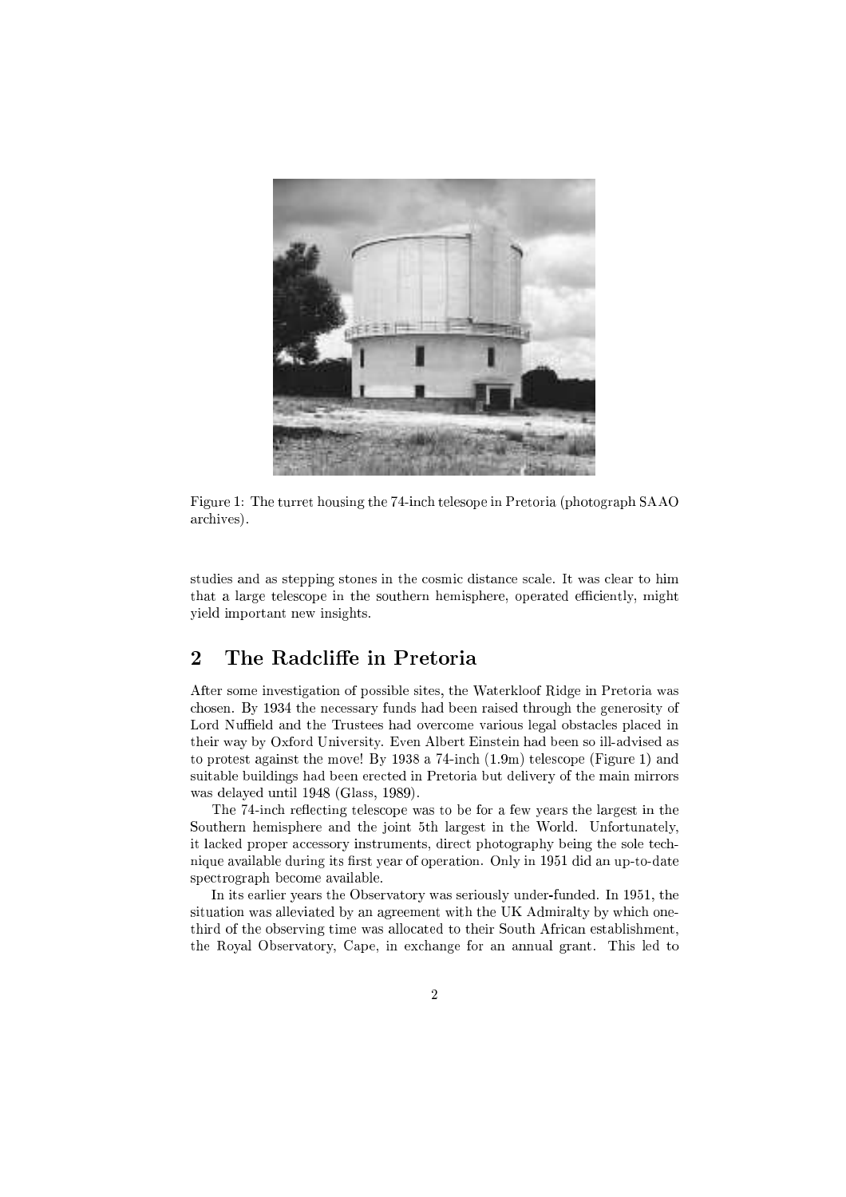Figure 1: The turret housing the 74-inch telesope in Pretoria (photograph SAAO archives).

studies and as stepping stones in the cosmic distance scale. It was clear to him that a large telescope in the southern hemisphere, operated efficiently, might yield important new insights.

## 2 The Radcliffe in Pretoria

After some investigation of possible sites, the Waterkloof Ridge in Pretoria was chosen. By 1934 the necessary funds had been raised through the generosity of Lord Nuffield and the Trustees had overcome various legal obstacles placed in their way by Oxford University. Even Albert Einstein had been so ill-advised as to protest against the move! By 1938 a 74-inch (1.9m) telescope (Figure 1) and suitable buildings had been erected in Pretoria but delivery of the main mirrors was delayed until 1948 (Glass, 1989).

The 74-inch reflecting telescope was to be for a few years the largest in the Southern hemisphere and the joint 5th largest in the World. Unfortunately, it lacked proper accessory instruments, direct photography being the sole technique available during its first year of operation. Only in 1951 did an up-to-date spectrograph become available.

In its earlier years the Observatory was seriously under-funded. In 1951, the situation was alleviated by an agreement with the UK Admiralty by which one-third of the observing time was allocated to their South African establishment, the Royal Observatory, Cape, in exchange for an annual grant. This led to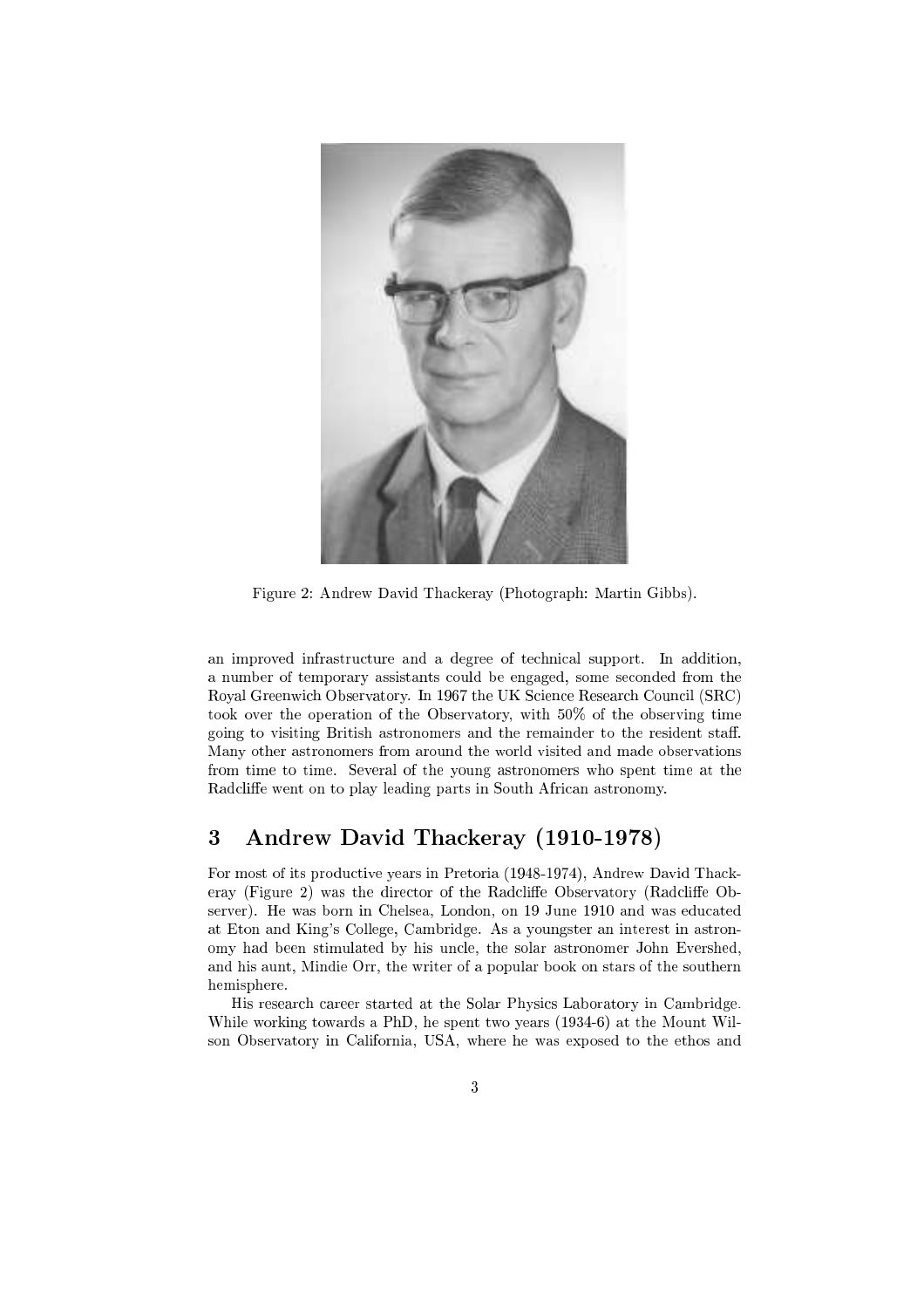Figure 2: Andrew David Thackeray (Photograph: Martin Gibbs).

an improved infrastructure and a degree of technical support. In addition, a number of temporary assistants could be engaged, some seconded from the Royal Greenwich Observatory. In 1967 the UK Science Research Council (SRC) took over the operation of the Observatory, with 50% of the observing time going to visiting British astronomers and the remainder to the resident staff. Many other astronomers from around the world visited and made observations from time to time. Several of the young astronomers who spent time at the Radcliffe went on to play leading parts in South African astronomy.

## 3 Andrew David Thackeray (1910-1978)

For most of its productive years in Pretoria (1948-1974), Andrew David Thackeray (Figure 2) was the director of the Radcliffe Observatory (Radcliffe Observer). He was born in Chelsea, London, on 19 June 1910 and was educated at Eton and King's College, Cambridge. As a youngster an interest in astronomy had been stimulated by his uncle, the solar astronomer John Evershed, and his aunt, Mindie Orr, the writer of a popular book on stars of the southern hemisphere.

His research career started at the Solar Physics Laboratory in Cambridge. While working towards a PhD, he spent two years (1934-6) at the Mount Wilson Observatory in California, USA, where he was exposed to the ethos and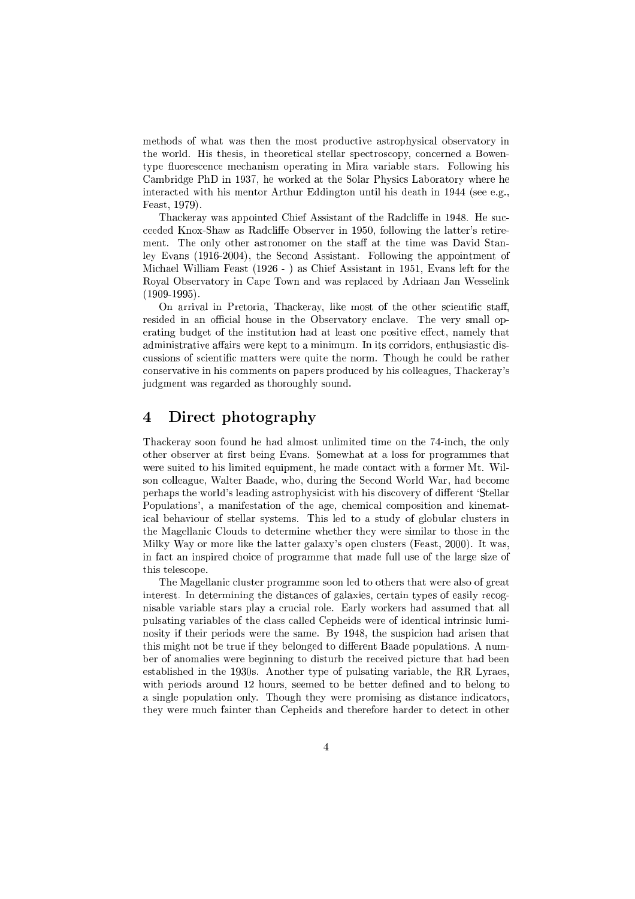methods of what was then the most productive astrophysical observatory in the world. His thesis, in theoretical stellar spectroscopy, concerned a Bowen-type fluorescence mechanism operating in Mira variable stars. Following his Cambridge PhD in 1937, he worked at the Solar Physics Laboratory where he interacted with his mentor Arthur Eddington until his death in 1944 (see e.g., Feast, 1979).

Thackeray was appointed Chief Assistant of the Radcliffe in 1948. He succeeded Knox-Shaw as Radcliffe Observer in 1950, following the latter's retirement. The only other astronomer on the staff at the time was David Stanley Evans (1916-2004), the Second Assistant. Following the appointment of Michael William Feast (1926 - ) as Chief Assistant in 1951, Evans left for the Royal Observatory in Cape Town and was replaced by Adriaan Jan Wesselink (1909-1995).

On arrival in Pretoria, Thackeray, like most of the other scientific staff, resided in an official house in the Observatory enclave. The very small operating budget of the institution had at least one positive effect, namely that administrative affairs were kept to a minimum. In its corridors, enthusiastic discussions of scientific matters were quite the norm. Though he could be rather conservative in his comments on papers produced by his colleagues, Thackeray's judgment was regarded as thoroughly sound.

## 4 Direct photography

Thackeray soon found he had almost unlimited time on the 74-inch, the only other observer at first being Evans. Somewhat at a loss for programmes that were suited to his limited equipment, he made contact with a former Mt. Wilson colleague, Walter Baade, who, during the Second World War, had become perhaps the world's leading astrophysicist with his discovery of different 'Stellar Populations', a manifestation of the age, chemical composition and kinematical behaviour of stellar systems. This led to a study of globular clusters in the Magellanic Clouds to determine whether they were similar to those in the Milky Way or more like the latter galaxy's open clusters (Feast, 2000). It was, in fact an inspired choice of programme that made full use of the large size of this telescope.

The Magellanic cluster programme soon led to others that were also of great interest. In determining the distances of galaxies, certain types of easily recognisable variable stars play a crucial role. Early workers had assumed that all pulsating variables of the class called Cepheids were of identical intrinsic luminosity if their periods were the same. By 1948, the suspicion had arisen that this might not be true if they belonged to different Baade populations. A number of anomalies were beginning to disturb the received picture that had been established in the 1930s. Another type of pulsating variable, the RR Lyraes, with periods around 12 hours, seemed to be better defined and to belong to a single population only. Though they were promising as distance indicators, they were much fainter than Cepheids and therefore harder to detect in other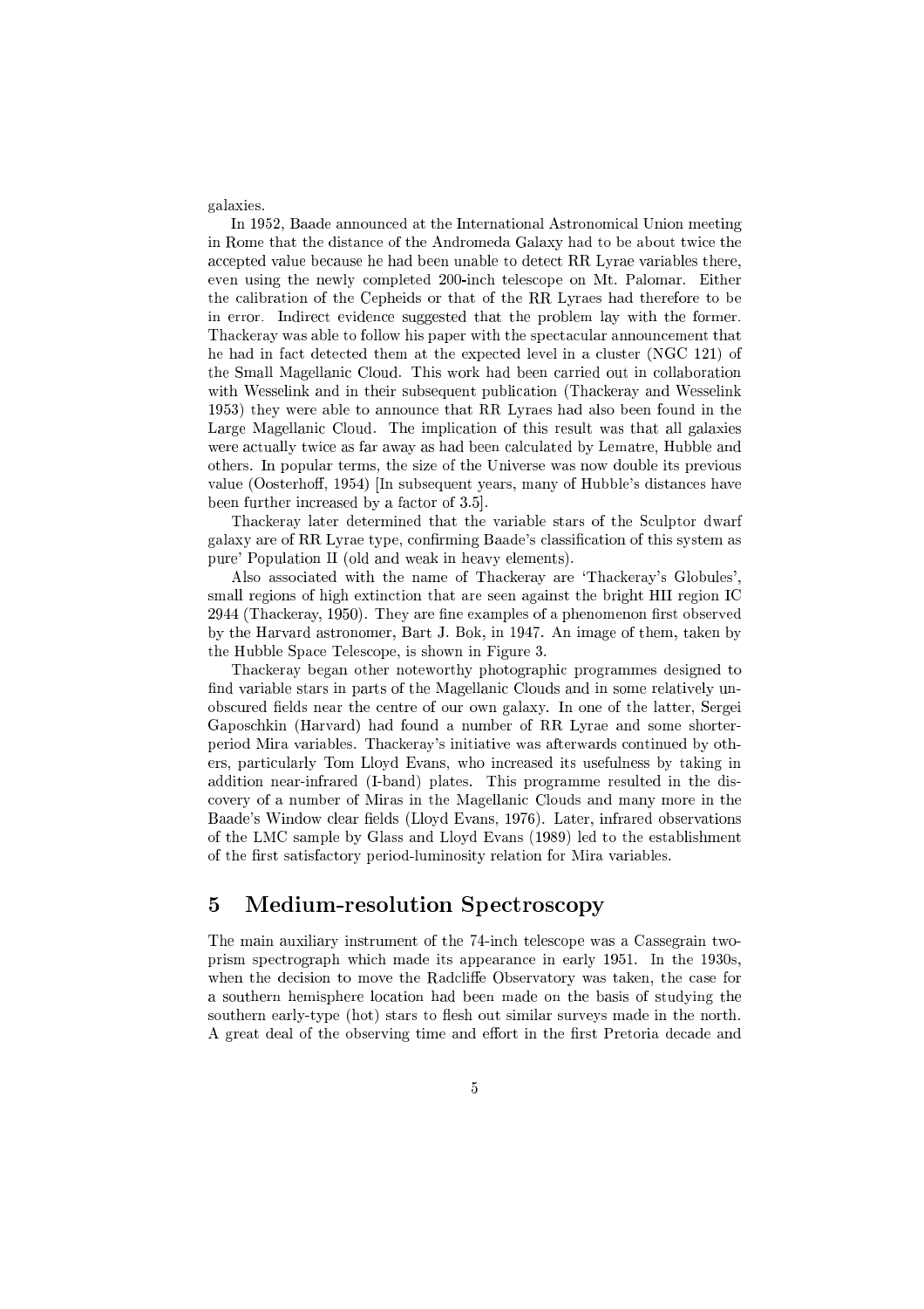galaxies.

In 1952, Baade announced at the International Astronomical Union meeting in Rome that the distance of the Andromeda Galaxy had to be about twice the accepted value because he had been unable to detect RR Lyrae variables there, even using the newly completed 200-inch telescope on Mt. Palomar. Either the calibration of the Cepheids or that of the RR Lyraes had therefore to be in error. Indirect evidence suggested that the problem lay with the former. Thackeray was able to follow his paper with the spectacular announcement that he had in fact detected them at the expected level in a cluster (NGC 121) of the Small Magellanic Cloud. This work had been carried out in collaboration with Wesselink and in their subsequent publication (Thackeray and Wesselink 1953) they were able to announce that RR Lyraes had also been found in the Large Magellanic Cloud. The implication of this result was that all galaxies were actually twice as far away as had been calculated by Lematre, Hubble and others. In popular terms, the size of the Universe was now double its previous value (Oosterhoff, 1954) [In subsequent years, many of Hubble's distances have been further increased by a factor of 3.5].

Thackeray later determined that the variable stars of the Sculptor dwarf galaxy are of RR Lyrae type, confirming Baade's classification of this system as pure' Population II (old and weak in heavy elements).

Also associated with the name of Thackeray are 'Thackeray's Globules', small regions of high extinction that are seen against the bright HII region IC 2944 (Thackeray, 1950). They are fine examples of a phenomenon first observed by the Harvard astronomer, Bart J. Bok, in 1947. An image of them, taken by the Hubble Space Telescope, is shown in Figure 3.

Thackeray began other noteworthy photographic programmes designed to find variable stars in parts of the Magellanic Clouds and in some relatively unobscured fields near the centre of our own galaxy. In one of the latter, Sergei Gaposchkin (Harvard) had found a number of RR Lyrae and some shorter-period Mira variables. Thackeray's initiative was afterwards continued by others, particularly Tom Lloyd Evans, who increased its usefulness by taking in addition near-infrared (I-band) plates. This programme resulted in the discovery of a number of Miras in the Magellanic Clouds and many more in the Baade's Window clear fields (Lloyd Evans, 1976). Later, infrared observations of the LMC sample by Glass and Lloyd Evans (1989) led to the establishment of the first satisfactory period-luminosity relation for Mira variables.

## 5 Medium-resolution Spectroscopy

The main auxiliary instrument of the 74-inch telescope was a Cassegrain two-prism spectrograph which made its appearance in early 1951. In the 1930s, when the decision to move the Radcliffe Observatory was taken, the case for a southern hemisphere location had been made on the basis of studying the southern early-type (hot) stars to flesh out similar surveys made in the north. A great deal of the observing time and effort in the first Pretoria decade and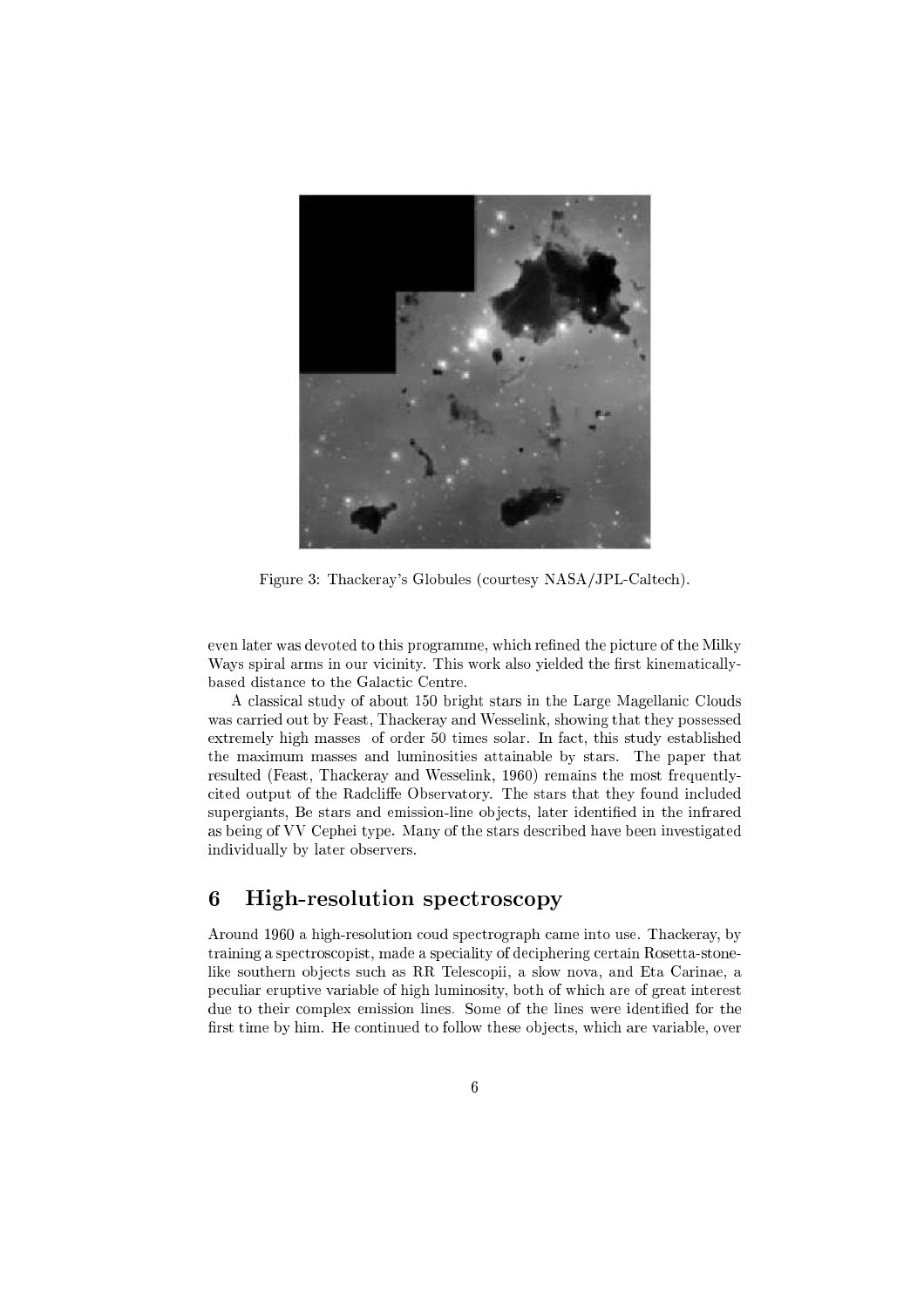Figure 3: Thackeray's Globules (courtesy NASA/JPL-Caltech).

even later was devoted to this programme, which refined the picture of the Milky Ways spiral arms in our vicinity. This work also yielded the first kinematically-based distance to the Galactic Centre.

A classical study of about 150 bright stars in the Large Magellanic Clouds was carried out by Feast, Thackeray and Wesselink, showing that they possessed extremely high masses of order 50 times solar. In fact, this study established the maximum masses and luminosities attainable by stars. The paper that resulted (Feast, Thackeray and Wesselink, 1960) remains the most frequently-cited output of the Radcliffe Observatory. The stars that they found included supergiants, Be stars and emission-line objects, later identified in the infrared as being of VV Cephei type. Many of the stars described have been investigated individually by later observers.

## 6 High-resolution spectroscopy

Around 1960 a high-resolution coud spectrograph came into use. Thackeray, by training a spectroscopist, made a speciality of deciphering certain Rosetta-stone-like southern objects such as RR Telescopii, a slow nova, and Eta Carinae, a peculiar eruptive variable of high luminosity, both of which are of great interest due to their complex emission lines. Some of the lines were identified for the first time by him. He continued to follow these objects, which are variable, over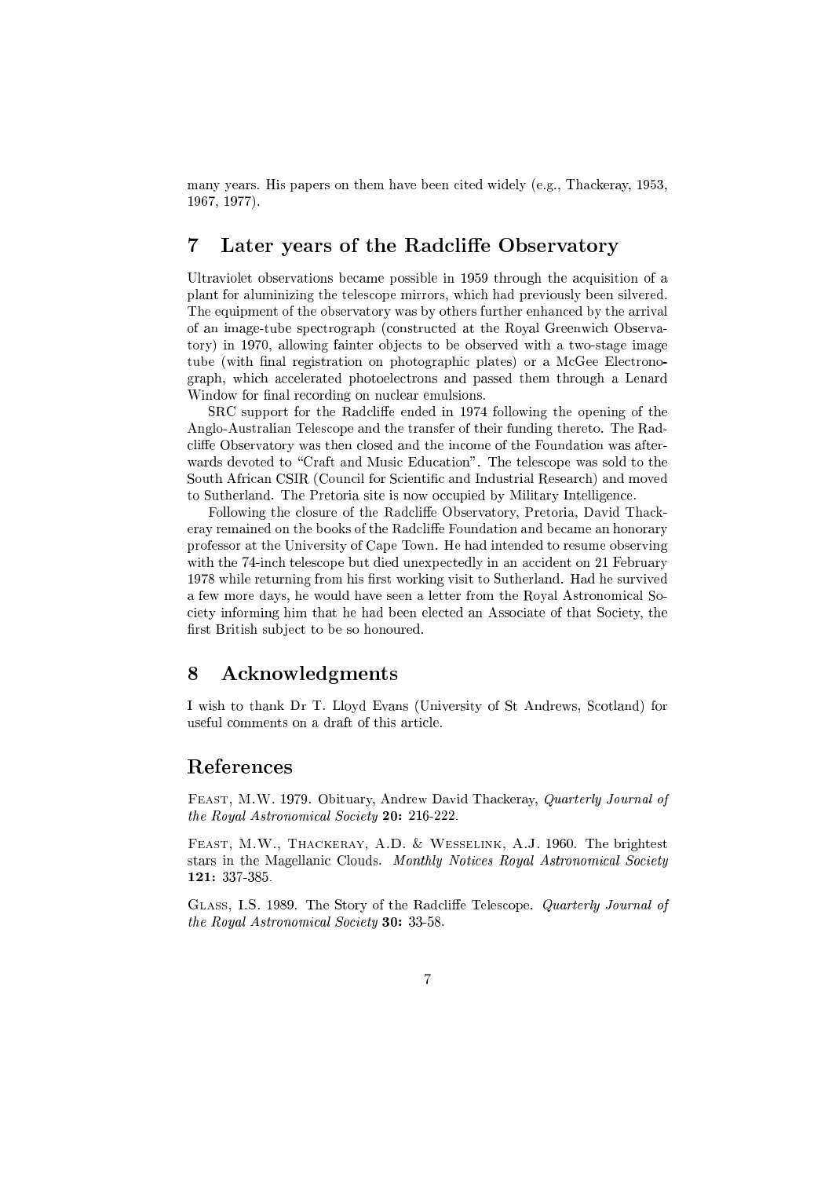many years. His papers on them have been cited widely (e.g., Thackeray, 1953, 1967, 1977).

## 7 Later years of the Radcliffe Observatory

Ultraviolet observations became possible in 1959 through the acquisition of a plant for aluminizing the telescope mirrors, which had previously been silvered. The equipment of the observatory was by others further enhanced by the arrival of an image-tube spectrograph (constructed at the Royal Greenwich Observatory) in 1970, allowing fainter objects to be observed with a two-stage image tube (with final registration on photographic plates) or a McGee Electronograph, which accelerated photoelectrons and passed them through a Lenard Window for final recording on nuclear emulsions.

SRC support for the Radcliffe ended in 1974 following the opening of the Anglo-Australian Telescope and the transfer of their funding thereto. The Radcliffe Observatory was then closed and the income of the Foundation was afterwards devoted to "Craft and Music Education". The telescope was sold to the South African CSIR (Council for Scientific and Industrial Research) and moved to Sutherland. The Pretoria site is now occupied by Military Intelligence.

Following the closure of the Radcliffe Observatory, Pretoria, David Thackeray remained on the books of the Radcliffe Foundation and became an honorary professor at the University of Cape Town. He had intended to resume observing with the 74-inch telescope but died unexpectedly in an accident on 21 February 1978 while returning from his first working visit to Sutherland. Had he survived a few more days, he would have seen a letter from the Royal Astronomical Society informing him that he had been elected an Associate of that Society, the first British subject to be so honoured.

## 8 Acknowledgments

I wish to thank Dr T. Lloyd Evans (University of St Andrews, Scotland) for useful comments on a draft of this article.

## References

Feast, M.W. 1979. Obituary, Andrew David Thackeray, *Quarterly Journal of the Royal Astronomical Society* **20:** 216-222.

Feast, M.W., Thackeray, A.D. & Wesselink, A.J. 1960. The brightest stars in the Magellanic Clouds. *Monthly Notices Royal Astronomical Society* **121:** 337-385.

Glass, I.S. 1989. The Story of the Radcliffe Telescope. *Quarterly Journal of the Royal Astronomical Society* **30:** 33-58.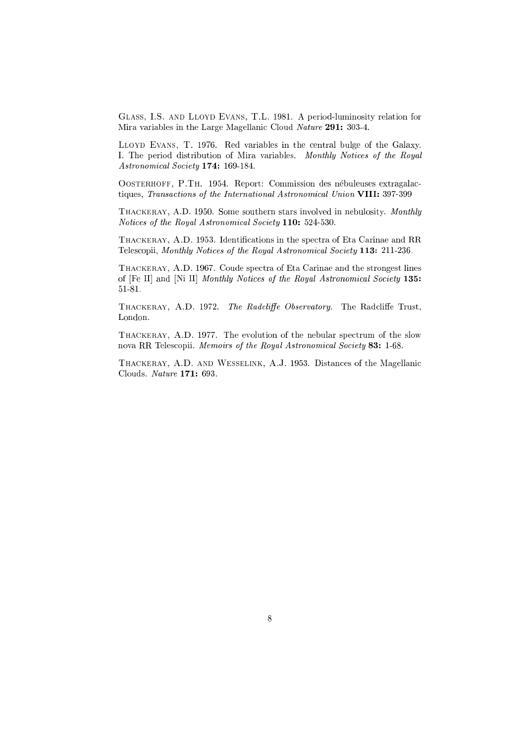Glass, I.S. and Lloyd Evans, T.L. 1981. A period-luminosity relation for Mira variables in the Large Magellanic Cloud *Nature* **291:** 303-4.

Lloyd Evans, T. 1976. Red variables in the central bulge of the Galaxy. I. The period distribution of Mira variables. *Monthly Notices of the Royal Astronomical Society* **174:** 169-184.

Oosterhoff, P.Th. 1954. Report: Commission des nébuleuses extragalactiques, *Transactions of the International Astronomical Union* **VIII:** 397-399

Thackeray, A.D. 1950. Some southern stars involved in nebulosity. *Monthly Notices of the Royal Astronomical Society* **110:** 524-530.

Thackeray, A.D. 1953. Identifications in the spectra of Eta Carinae and RR Telescopii, *Monthly Notices of the Royal Astronomical Society* **113:** 211-236.

Thackeray, A.D. 1967. Coude spectra of Eta Carinae and the strongest lines of [Fe II] and [Ni II] *Monthly Notices of the Royal Astronomical Society* **135:** 51-81.

Thackeray, A.D. 1972. *The Radcliffe Observatory.* The Radcliffe Trust, London.

Thackeray, A.D. 1977. The evolution of the nebular spectrum of the slow nova RR Telescopii. *Memoirs of the Royal Astronomical Society* **83:** 1-68.

Thackeray, A.D. and Wesselink, A.J. 1953. Distances of the Magellanic Clouds. *Nature* **171:** 693.